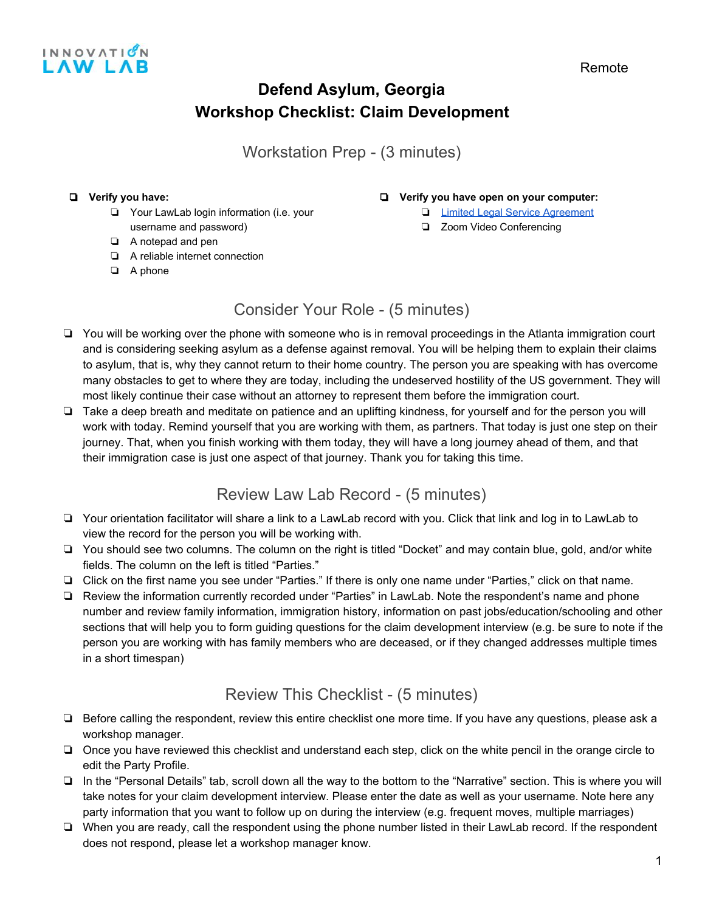INNOVATION LAW LAB

Remote

# Defend Asylum, Georgia
# Workshop Checklist: Claim Development

## Workstation Prep - (3 minutes)

- ❏ **Verify you have:**
  - ❏ Your LawLab login information (i.e. your username and password)
  - ❏ A notepad and pen
  - ❏ A reliable internet connection
  - ❏ A phone
- ❏ **Verify you have open on your computer:**
  - ❏ Limited Legal Service Agreement
  - ❏ Zoom Video Conferencing

## Consider Your Role - (5 minutes)

- ❏ You will be working over the phone with someone who is in removal proceedings in the Atlanta immigration court and is considering seeking asylum as a defense against removal. You will be helping them to explain their claims to asylum, that is, why they cannot return to their home country. The person you are speaking with has overcome many obstacles to get to where they are today, including the undeserved hostility of the US government. They will most likely continue their case without an attorney to represent them before the immigration court.
- ❏ Take a deep breath and meditate on patience and an uplifting kindness, for yourself and for the person you will work with today. Remind yourself that you are working with them, as partners. That today is just one step on their journey. That, when you finish working with them today, they will have a long journey ahead of them, and that their immigration case is just one aspect of that journey. Thank you for taking this time.

## Review Law Lab Record - (5 minutes)

- ❏ Your orientation facilitator will share a link to a LawLab record with you. Click that link and log in to LawLab to view the record for the person you will be working with.
- ❏ You should see two columns. The column on the right is titled "Docket" and may contain blue, gold, and/or white fields. The column on the left is titled "Parties."
- ❏ Click on the first name you see under "Parties." If there is only one name under "Parties," click on that name.
- ❏ Review the information currently recorded under "Parties" in LawLab. Note the respondent's name and phone number and review family information, immigration history, information on past jobs/education/schooling and other sections that will help you to form guiding questions for the claim development interview (e.g. be sure to note if the person you are working with has family members who are deceased, or if they changed addresses multiple times in a short timespan)

## Review This Checklist - (5 minutes)

- ❏ Before calling the respondent, review this entire checklist one more time. If you have any questions, please ask a workshop manager.
- ❏ Once you have reviewed this checklist and understand each step, click on the white pencil in the orange circle to edit the Party Profile.
- ❏ In the "Personal Details" tab, scroll down all the way to the bottom to the "Narrative" section. This is where you will take notes for your claim development interview. Please enter the date as well as your username. Note here any party information that you want to follow up on during the interview (e.g. frequent moves, multiple marriages)
- ❏ When you are ready, call the respondent using the phone number listed in their LawLab record. If the respondent does not respond, please let a workshop manager know.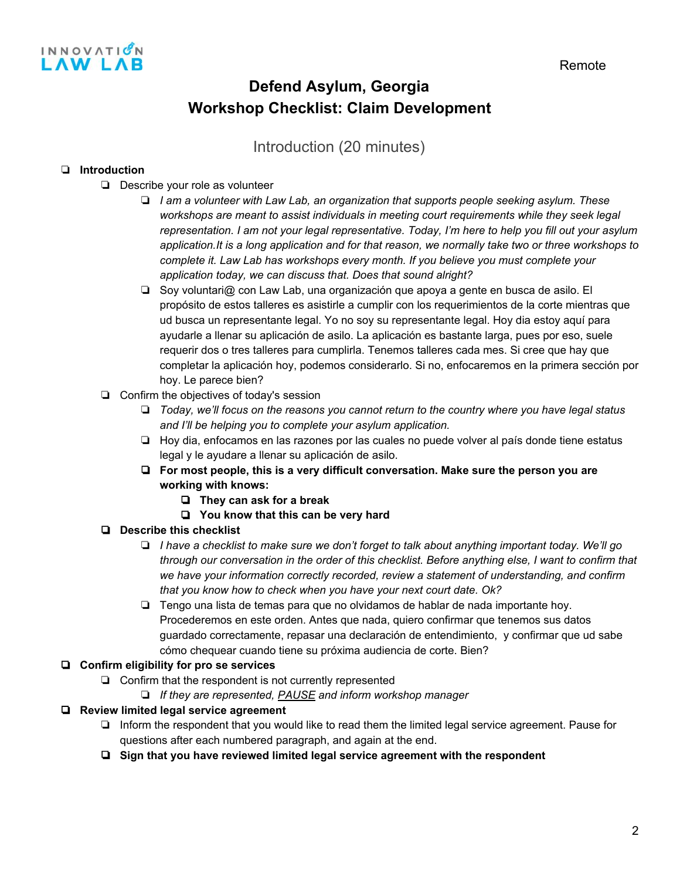Remote

# Defend Asylum, Georgia
# Workshop Checklist: Claim Development

## Introduction (20 minutes)

- ❏ **Introduction**
  - ❏ Describe your role as volunteer
    - ❏ *I am a volunteer with Law Lab, an organization that supports people seeking asylum. These workshops are meant to assist individuals in meeting court requirements while they seek legal representation. I am not your legal representative. Today, I'm here to help you fill out your asylum application.It is a long application and for that reason, we normally take two or three workshops to complete it. Law Lab has workshops every month. If you believe you must complete your application today, we can discuss that. Does that sound alright?*
    - ❏ Soy voluntari@ con Law Lab, una organización que apoya a gente en busca de asilo. El propósito de estos talleres es asistirle a cumplir con los requerimientos de la corte mientras que ud busca un representante legal. Yo no soy su representante legal. Hoy dia estoy aquí para ayudarle a llenar su aplicación de asilo. La aplicación es bastante larga, pues por eso, suele requerir dos o tres talleres para cumplirla. Tenemos talleres cada mes. Si cree que hay que completar la aplicación hoy, podemos considerarlo. Si no, enfocaremos en la primera sección por hoy. Le parece bien?
  - ❏ Confirm the objectives of today's session
    - ❏ *Today, we'll focus on the reasons you cannot return to the country where you have legal status and I'll be helping you to complete your asylum application.*
    - ❏ Hoy dia, enfocamos en las razones por las cuales no puede volver al país donde tiene estatus legal y le ayudare a llenar su aplicación de asilo.
    - ❏ **For most people, this is a very difficult conversation. Make sure the person you are working with knows:**
      - ❏ **They can ask for a break**
      - ❏ **You know that this can be very hard**
  - ❏ **Describe this checklist**
    - ❏ *I have a checklist to make sure we don't forget to talk about anything important today. We'll go through our conversation in the order of this checklist. Before anything else, I want to confirm that we have your information correctly recorded, review a statement of understanding, and confirm that you know how to check when you have your next court date. Ok?*
    - ❏ Tengo una lista de temas para que no olvidamos de hablar de nada importante hoy. Procederemos en este orden. Antes que nada, quiero confirmar que tenemos sus datos guardado correctamente, repasar una declaración de entendimiento, y confirmar que ud sabe cómo chequear cuando tiene su próxima audiencia de corte. Bien?
- ❏ **Confirm eligibility for pro se services**
  - ❏ Confirm that the respondent is not currently represented
    - ❏ *If they are represented, <u>PAUSE</u> and inform workshop manager*
- ❏ **Review limited legal service agreement**
  - ❏ Inform the respondent that you would like to read them the limited legal service agreement. Pause for questions after each numbered paragraph, and again at the end.
  - ❏ **Sign that you have reviewed limited legal service agreement with the respondent**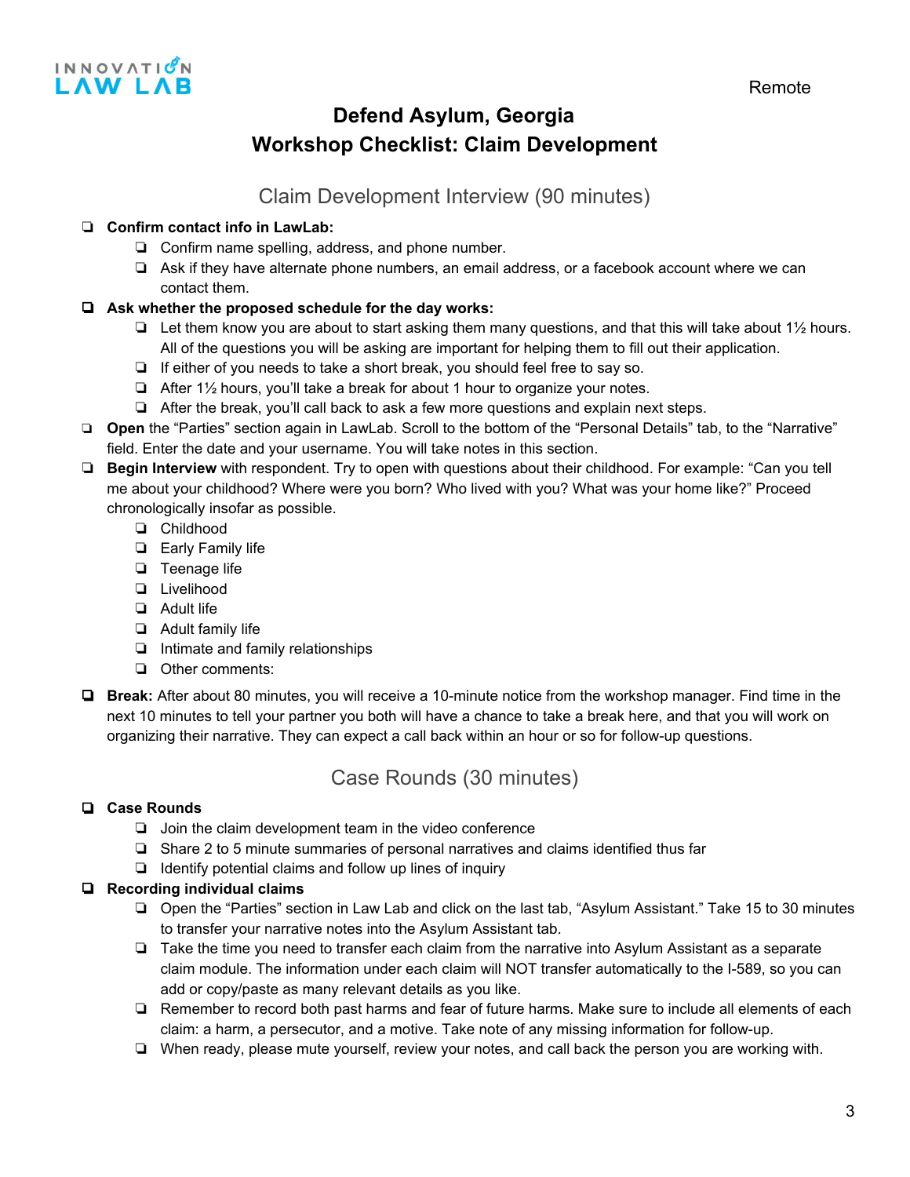Remote

# Defend Asylum, Georgia
# Workshop Checklist: Claim Development

## Claim Development Interview (90 minutes)

- ❑ **Confirm contact info in LawLab:**
  - ❑ Confirm name spelling, address, and phone number.
  - ❑ Ask if they have alternate phone numbers, an email address, or a facebook account where we can contact them.
- ❑ **Ask whether the proposed schedule for the day works:**
  - ❑ Let them know you are about to start asking them many questions, and that this will take about 1½ hours. All of the questions you will be asking are important for helping them to fill out their application.
  - ❑ If either of you needs to take a short break, you should feel free to say so.
  - ❑ After 1½ hours, you'll take a break for about 1 hour to organize your notes.
  - ❑ After the break, you'll call back to ask a few more questions and explain next steps.
- ❑ **Open** the "Parties" section again in LawLab. Scroll to the bottom of the "Personal Details" tab, to the "Narrative" field. Enter the date and your username. You will take notes in this section.
- ❑ **Begin Interview** with respondent. Try to open with questions about their childhood. For example: "Can you tell me about your childhood? Where were you born? Who lived with you? What was your home like?" Proceed chronologically insofar as possible.
  - ❑ Childhood
  - ❑ Early Family life
  - ❑ Teenage life
  - ❑ Livelihood
  - ❑ Adult life
  - ❑ Adult family life
  - ❑ Intimate and family relationships
  - ❑ Other comments:
- ❑ **Break:** After about 80 minutes, you will receive a 10-minute notice from the workshop manager. Find time in the next 10 minutes to tell your partner you both will have a chance to take a break here, and that you will work on organizing their narrative. They can expect a call back within an hour or so for follow-up questions.

## Case Rounds (30 minutes)

- ❑ **Case Rounds**
  - ❑ Join the claim development team in the video conference
  - ❑ Share 2 to 5 minute summaries of personal narratives and claims identified thus far
  - ❑ Identify potential claims and follow up lines of inquiry
- ❑ **Recording individual claims**
  - ❑ Open the "Parties" section in Law Lab and click on the last tab, "Asylum Assistant." Take 15 to 30 minutes to transfer your narrative notes into the Asylum Assistant tab.
  - ❑ Take the time you need to transfer each claim from the narrative into Asylum Assistant as a separate claim module. The information under each claim will NOT transfer automatically to the I-589, so you can add or copy/paste as many relevant details as you like.
  - ❑ Remember to record both past harms and fear of future harms. Make sure to include all elements of each claim: a harm, a persecutor, and a motive. Take note of any missing information for follow-up.
  - ❑ When ready, please mute yourself, review your notes, and call back the person you are working with.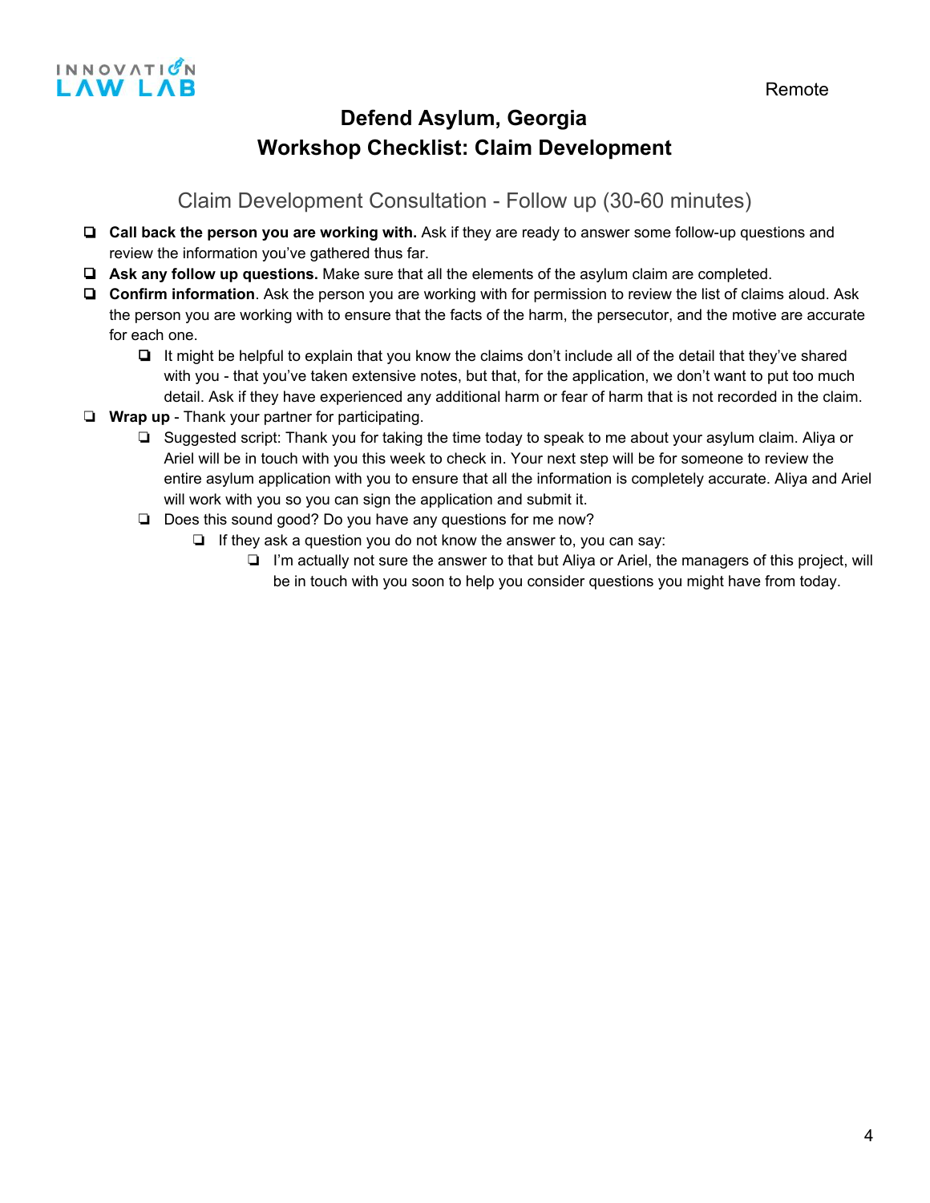Remote

# Defend Asylum, Georgia
# Workshop Checklist: Claim Development

## Claim Development Consultation - Follow up (30-60 minutes)

- ❑ **Call back the person you are working with.** Ask if they are ready to answer some follow-up questions and review the information you've gathered thus far.
- ❑ **Ask any follow up questions.** Make sure that all the elements of the asylum claim are completed.
- ❑ **Confirm information**. Ask the person you are working with for permission to review the list of claims aloud. Ask the person you are working with to ensure that the facts of the harm, the persecutor, and the motive are accurate for each one.
  - ❑ It might be helpful to explain that you know the claims don't include all of the detail that they've shared with you - that you've taken extensive notes, but that, for the application, we don't want to put too much detail. Ask if they have experienced any additional harm or fear of harm that is not recorded in the claim.
- ❑ **Wrap up** - Thank your partner for participating.
  - ❑ Suggested script: Thank you for taking the time today to speak to me about your asylum claim. Aliya or Ariel will be in touch with you this week to check in. Your next step will be for someone to review the entire asylum application with you to ensure that all the information is completely accurate. Aliya and Ariel will work with you so you can sign the application and submit it.
  - ❑ Does this sound good? Do you have any questions for me now?
    - ❑ If they ask a question you do not know the answer to, you can say:
      - ❑ I'm actually not sure the answer to that but Aliya or Ariel, the managers of this project, will be in touch with you soon to help you consider questions you might have from today.